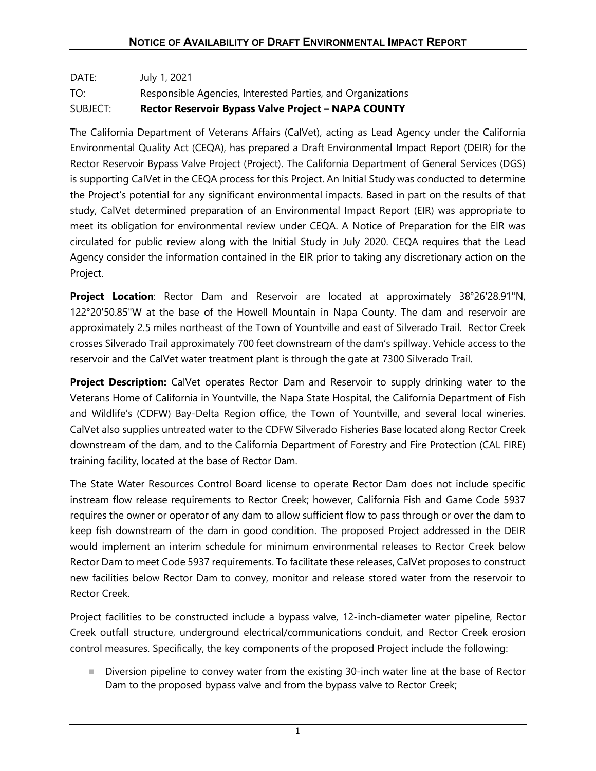# NOTICE OF AVAILABILITY OF DRAFT ENVIRONMENTAL IMPACT REPORT

DATE: July 1, 2021

TO: Responsible Agencies, Interested Parties, and Organizations

SUBJECT: **Rector Reservoir Bypass Valve Project – NAPA COUNTY**

The California Department of Veterans Affairs (CalVet), acting as Lead Agency under the California Environmental Quality Act (CEQA), has prepared a Draft Environmental Impact Report (DEIR) for the Rector Reservoir Bypass Valve Project (Project). The California Department of General Services (DGS) is supporting CalVet in the CEQA process for this Project. An Initial Study was conducted to determine the Project's potential for any significant environmental impacts. Based in part on the results of that study, CalVet determined preparation of an Environmental Impact Report (EIR) was appropriate to meet its obligation for environmental review under CEQA. A Notice of Preparation for the EIR was circulated for public review along with the Initial Study in July 2020. CEQA requires that the Lead Agency consider the information contained in the EIR prior to taking any discretionary action on the Project.

**Project Location**: Rector Dam and Reservoir are located at approximately 38°26'28.91"N, 122°20'50.85"W at the base of the Howell Mountain in Napa County. The dam and reservoir are approximately 2.5 miles northeast of the Town of Yountville and east of Silverado Trail. Rector Creek crosses Silverado Trail approximately 700 feet downstream of the dam's spillway. Vehicle access to the reservoir and the CalVet water treatment plant is through the gate at 7300 Silverado Trail.

**Project Description:** CalVet operates Rector Dam and Reservoir to supply drinking water to the Veterans Home of California in Yountville, the Napa State Hospital, the California Department of Fish and Wildlife's (CDFW) Bay-Delta Region office, the Town of Yountville, and several local wineries. CalVet also supplies untreated water to the CDFW Silverado Fisheries Base located along Rector Creek downstream of the dam, and to the California Department of Forestry and Fire Protection (CAL FIRE) training facility, located at the base of Rector Dam.

The State Water Resources Control Board license to operate Rector Dam does not include specific instream flow release requirements to Rector Creek; however, California Fish and Game Code 5937 requires the owner or operator of any dam to allow sufficient flow to pass through or over the dam to keep fish downstream of the dam in good condition. The proposed Project addressed in the DEIR would implement an interim schedule for minimum environmental releases to Rector Creek below Rector Dam to meet Code 5937 requirements. To facilitate these releases, CalVet proposes to construct new facilities below Rector Dam to convey, monitor and release stored water from the reservoir to Rector Creek.

Project facilities to be constructed include a bypass valve, 12-inch-diameter water pipeline, Rector Creek outfall structure, underground electrical/communications conduit, and Rector Creek erosion control measures. Specifically, the key components of the proposed Project include the following:

- Diversion pipeline to convey water from the existing 30-inch water line at the base of Rector Dam to the proposed bypass valve and from the bypass valve to Rector Creek;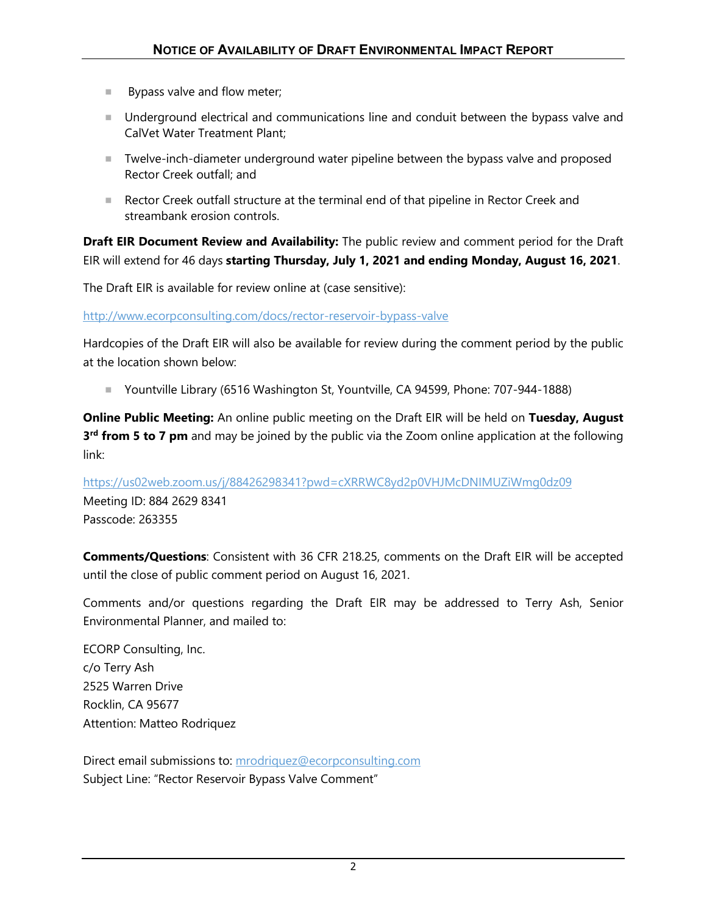- Bypass valve and flow meter;
- Underground electrical and communications line and conduit between the bypass valve and CalVet Water Treatment Plant;
- Twelve-inch-diameter underground water pipeline between the bypass valve and proposed Rector Creek outfall; and
- Rector Creek outfall structure at the terminal end of that pipeline in Rector Creek and streambank erosion controls.

**Draft EIR Document Review and Availability:** The public review and comment period for the Draft EIR will extend for 46 days **starting Thursday, July 1, 2021 and ending Monday, August 16, 2021**.

The Draft EIR is available for review online at (case sensitive):

http://www.ecorpconsulting.com/docs/rector-reservoir-bypass-valve

Hardcopies of the Draft EIR will also be available for review during the comment period by the public at the location shown below:

- Yountville Library (6516 Washington St, Yountville, CA 94599, Phone: 707-944-1888)

**Online Public Meeting:** An online public meeting on the Draft EIR will be held on **Tuesday, August 3rd from 5 to 7 pm** and may be joined by the public via the Zoom online application at the following link:

https://us02web.zoom.us/j/88426298341?pwd=cXRRWC8yd2p0VHJMcDNIMUZiWmg0dz09
Meeting ID: 884 2629 8341
Passcode: 263355

**Comments/Questions**: Consistent with 36 CFR 218.25, comments on the Draft EIR will be accepted until the close of public comment period on August 16, 2021.

Comments and/or questions regarding the Draft EIR may be addressed to Terry Ash, Senior Environmental Planner, and mailed to:

ECORP Consulting, Inc.
c/o Terry Ash
2525 Warren Drive
Rocklin, CA 95677
Attention: Matteo Rodriquez

Direct email submissions to: mrodriquez@ecorpconsulting.com
Subject Line: "Rector Reservoir Bypass Valve Comment"